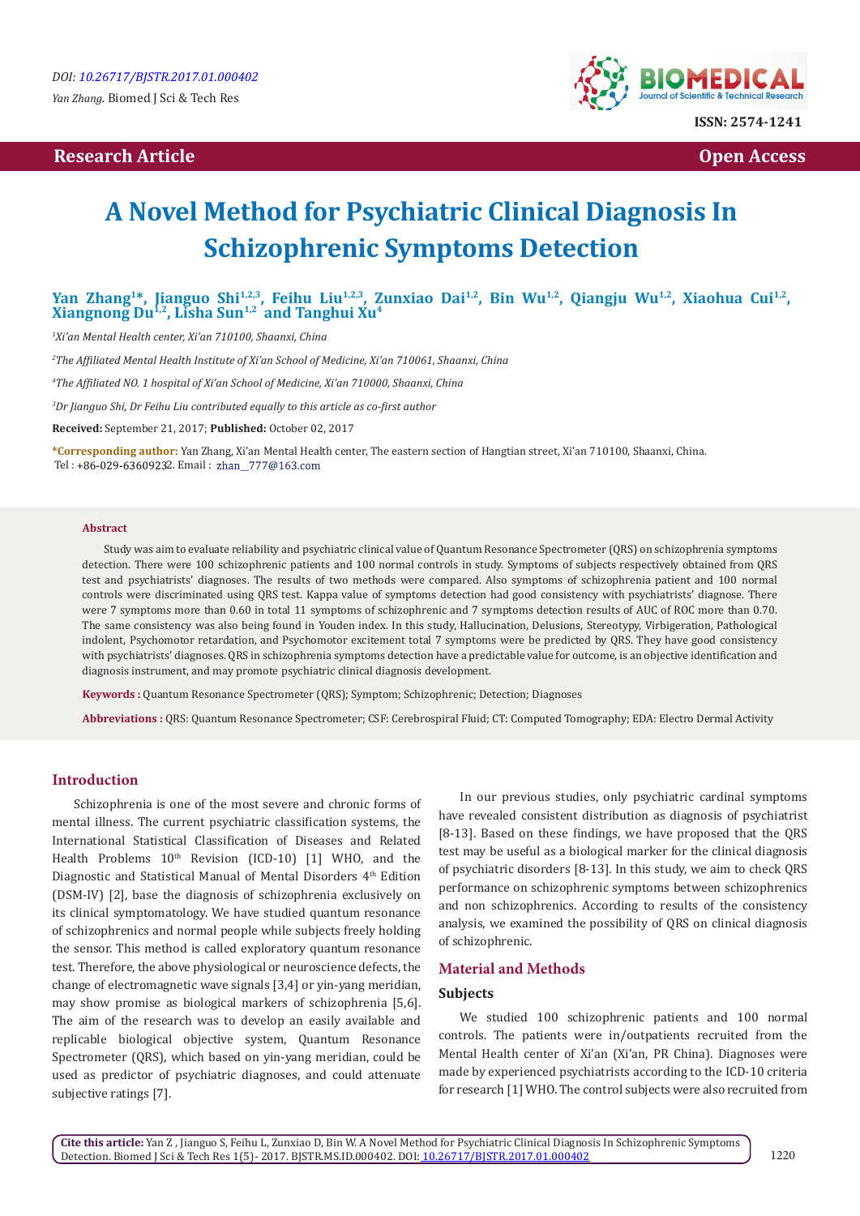DOI: 10.26717/BJSTR.2017.01.000402

*Yan Zhang.* Biomed J Sci & Tech Res

ISSN: 2574-1241

**Research Article** **Open Access**

# A Novel Method for Psychiatric Clinical Diagnosis In Schizophrenic Symptoms Detection

**Yan Zhang[1]*, Jianguo Shi[1,2,3], Feihu Liu[1,2,3], Zunxiao Dai[1,2], Bin Wu[1,2], Qiangju Wu[1,2], Xiaohua Cui[1,2], Xiangnong Du[1,2], Lisha Sun[1,2] and Tanghui Xu[4]**

*[1]Xi'an Mental Health center, Xi'an 710100, Shaanxi, China*

*[2]The Affiliated Mental Health Institute of Xi'an School of Medicine, Xi'an 710061, Shaanxi, China*

*[4]The Affiliated NO. 1 hospital of Xi'an School of Medicine, Xi'an 710000, Shaanxi, China*

*[3]Dr Jianguo Shi, Dr Feihu Liu contributed equally to this article as co-first author*

**Received:** September 21, 2017; **Published:** October 02, 2017

**\*Corresponding author:** Yan Zhang, Xi'an Mental Health center, The eastern section of Hangtian street, Xi'an 710100, Shaanxi, China. Tel : +86-029-63609232. Email : zhan__777@163.com

### Abstract

Study was aim to evaluate reliability and psychiatric clinical value of Quantum Resonance Spectrometer (QRS) on schizophrenia symptoms detection. There were 100 schizophrenic patients and 100 normal controls in study. Symptoms of subjects respectively obtained from QRS test and psychiatrists' diagnoses. The results of two methods were compared. Also symptoms of schizophrenia patient and 100 normal controls were discriminated using QRS test. Kappa value of symptoms detection had good consistency with psychiatrists' diagnose. There were 7 symptoms more than 0.60 in total 11 symptoms of schizophrenia and 7 symptoms detection results of AUC of ROC more than 0.70. The same consistency was also being found in Youden index. In this study, Hallucination, Delusions, Stereotypy, Virbigeration, Pathological indolent, Psychomotor retardation, and Psychomotor excitement total 7 symptoms were be predicted by QRS. They have good consistency with psychiatrists' diagnoses. QRS in schizophrenia symptoms detection have a predictable value for outcome, is an objective identification and diagnosis instrument, and may promote psychiatric clinical diagnosis development.

**Keywords :** Quantum Resonance Spectrometer (QRS); Symptom; Schizophrenic; Detection; Diagnoses

**Abbreviations :** QRS: Quantum Resonance Spectrometer; CSF: Cerebrospiral Fluid; CT: Computed Tomography; EDA: Electro Dermal Activity

## Introduction

Schizophrenia is one of the most severe and chronic forms of mental illness. The current psychiatric classification systems, the International Statistical Classification of Diseases and Related Health Problems 10th Revision (ICD-10) [1] WHO, and the Diagnostic and Statistical Manual of Mental Disorders 4th Edition (DSM-IV) [2], base the diagnosis of schizophrenia exclusively on its clinical symptomatology. We have studied quantum resonance of schizophrenics and normal people while subjects freely holding the sensor. This method is called exploratory quantum resonance test. Therefore, the above physiological or neuroscience defects, the change of electromagnetic wave signals [3,4] or yin-yang meridian, may show promise as biological markers of schizophrenia [5,6]. The aim of the research was to develop an easily available and replicable biological objective system, Quantum Resonance Spectrometer (QRS), which based on yin-yang meridian, could be used as predictor of psychiatric diagnoses, and could attenuate subjective ratings [7].

In our previous studies, only psychiatric cardinal symptoms have revealed consistent distribution as diagnosis of psychiatrist [8-13]. Based on these findings, we have proposed that the QRS test may be useful as a biological marker for the clinical diagnosis of psychiatric disorders [8-13]. In this study, we aim to check QRS performance on schizophrenic symptoms between schizophrenics and non schizophrenics. According to results of the consistency analysis, we examined the possibility of QRS on clinical diagnosis of schizophrenic.

## Material and Methods

### Subjects

We studied 100 schizophrenic patients and 100 normal controls. The patients were in/outpatients recruited from the Mental Health center of Xi'an (Xi'an, PR China). Diagnoses were made by experienced psychiatrists according to the ICD-10 criteria for research [1] WHO. The control subjects were also recruited from

**Cite this article:** Yan Z , Jianguo S, Feihu L, Zunxiao D, Bin W. A Novel Method for Psychiatric Clinical Diagnosis In Schizophrenic Symptoms Detection. Biomed J Sci & Tech Res 1(5)- 2017. BJSTR.MS.ID.000402. DOI: 10.26717/BJSTR.2017.01.000402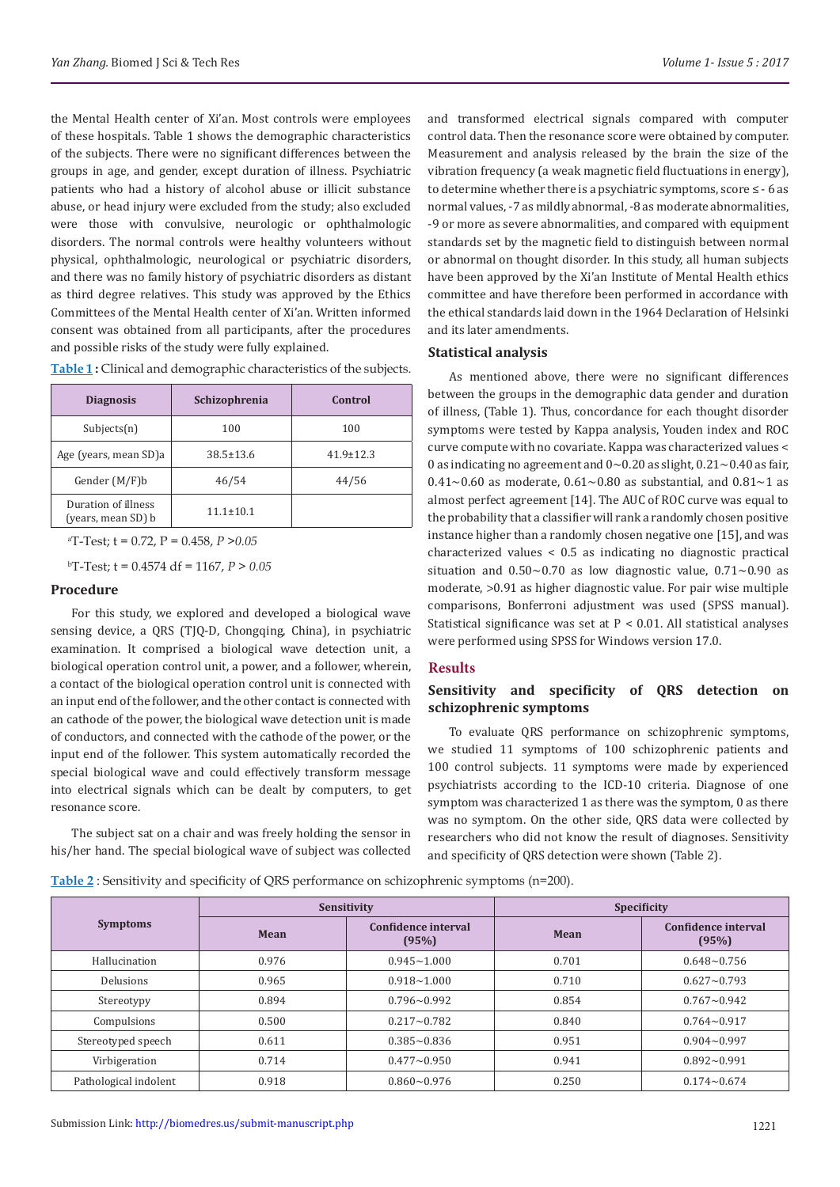the Mental Health center of Xi'an. Most controls were employees of these hospitals. Table 1 shows the demographic characteristics of the subjects. There were no significant differences between the groups in age, and gender, except duration of illness. Psychiatric patients who had a history of alcohol abuse or illicit substance abuse, or head injury were excluded from the study; also excluded were those with convulsive, neurologic or ophthalmologic disorders. The normal controls were healthy volunteers without physical, ophthalmologic, neurological or psychiatric disorders, and there was no family history of psychiatric disorders as distant as third degree relatives. This study was approved by the Ethics Committees of the Mental Health center of Xi'an. Written informed consent was obtained from all participants, after the procedures and possible risks of the study were fully explained.

**Table 1 :** Clinical and demographic characteristics of the subjects.

| Diagnosis | Schizophrenia | Control |
|---|---|---|
| Subjects(n) | 100 | 100 |
| Age (years, mean SD)a | 38.5±13.6 | 41.9±12.3 |
| Gender (M/F)b | 46/54 | 44/56 |
| Duration of illness (years, mean SD) b | 11.1±10.1 | |

[a]T-Test; t = 0.72, P = 0.458, *P >0.05*

[b]T-Test; t = 0.4574 df = 1167, *P > 0.05*

### Procedure

For this study, we explored and developed a biological wave sensing device, a QRS (TJQ-D, Chongqing, China), in psychiatric examination. It comprised a biological wave detection unit, a biological operation control unit, a power, and a follower, wherein, a contact of the biological operation control unit is connected with an input end of the follower, and the other contact is connected with an cathode of the power, the biological wave detection unit is made of conductors, and connected with the cathode of the power, or the input end of the follower. This system automatically recorded the special biological wave and could effectively transform message into electrical signals which can be dealt by computers, to get resonance score.

The subject sat on a chair and was freely holding the sensor in his/her hand. The special biological wave of subject was collected and transformed electrical signals compared with computer control data. Then the resonance score were obtained by computer. Measurement and analysis released by the brain the size of the vibration frequency (a weak magnetic field fluctuations in energy), to determine whether there is a psychiatric symptoms, score ≤ - 6 as normal values, -7 as mildly abnormal, -8 as moderate abnormalities, -9 or more as severe abnormalities, and compared with equipment standards set by the magnetic field to distinguish between normal or abnormal on thought disorder. In this study, all human subjects have been approved by the Xi'an Institute of Mental Health ethics committee and have therefore been performed in accordance with the ethical standards laid down in the 1964 Declaration of Helsinki and its later amendments.

### Statistical analysis

As mentioned above, there were no significant differences between the groups in the demographic data gender and duration of illness, (Table 1). Thus, concordance for each thought disorder symptoms were tested by Kappa analysis, Youden index and ROC curve compute with no covariate. Kappa was characterized values < 0 as indicating no agreement and 0~0.20 as slight, 0.21~0.40 as fair, 0.41~0.60 as moderate, 0.61~0.80 as substantial, and 0.81~1 as almost perfect agreement [14]. The AUC of ROC curve was equal to the probability that a classifier will rank a randomly chosen positive instance higher than a randomly chosen negative one [15], and was characterized values < 0.5 as indicating no diagnostic practical situation and 0.50~0.70 as low diagnostic value, 0.71~0.90 as moderate, >0.91 as higher diagnostic value. For pair wise multiple comparisons, Bonferroni adjustment was used (SPSS manual). Statistical significance was set at P < 0.01. All statistical analyses were performed using SPSS for Windows version 17.0.

## Results

### Sensitivity and specificity of QRS detection on schizophrenic symptoms

To evaluate QRS performance on schizophrenic symptoms, we studied 11 symptoms of 100 schizophrenic patients and 100 control subjects. 11 symptoms were made by experienced psychiatrists according to the ICD-10 criteria. Diagnose of one symptom was characterized 1 as there was the symptom, 0 as there was no symptom. On the other side, QRS data were collected by researchers who did not know the result of diagnoses. Sensitivity and specificity of QRS detection were shown (Table 2).

**Table 2** : Sensitivity and specificity of QRS performance on schizophrenic symptoms (n=200).

| Symptoms | Sensitivity | | Specificity | |
|---|---|---|---|---|
| | Mean | Confidence interval (95%) | Mean | Confidence interval (95%) |
| Hallucination | 0.976 | 0.945~1.000 | 0.701 | 0.648~0.756 |
| Delusions | 0.965 | 0.918~1.000 | 0.710 | 0.627~0.793 |
| Stereotypy | 0.894 | 0.796~0.992 | 0.854 | 0.767~0.942 |
| Compulsions | 0.500 | 0.217~0.782 | 0.840 | 0.764~0.917 |
| Stereotyped speech | 0.611 | 0.385~0.836 | 0.951 | 0.904~0.997 |
| Virbigeration | 0.714 | 0.477~0.950 | 0.941 | 0.892~0.991 |
| Pathological indolent | 0.918 | 0.860~0.976 | 0.250 | 0.174~0.674 |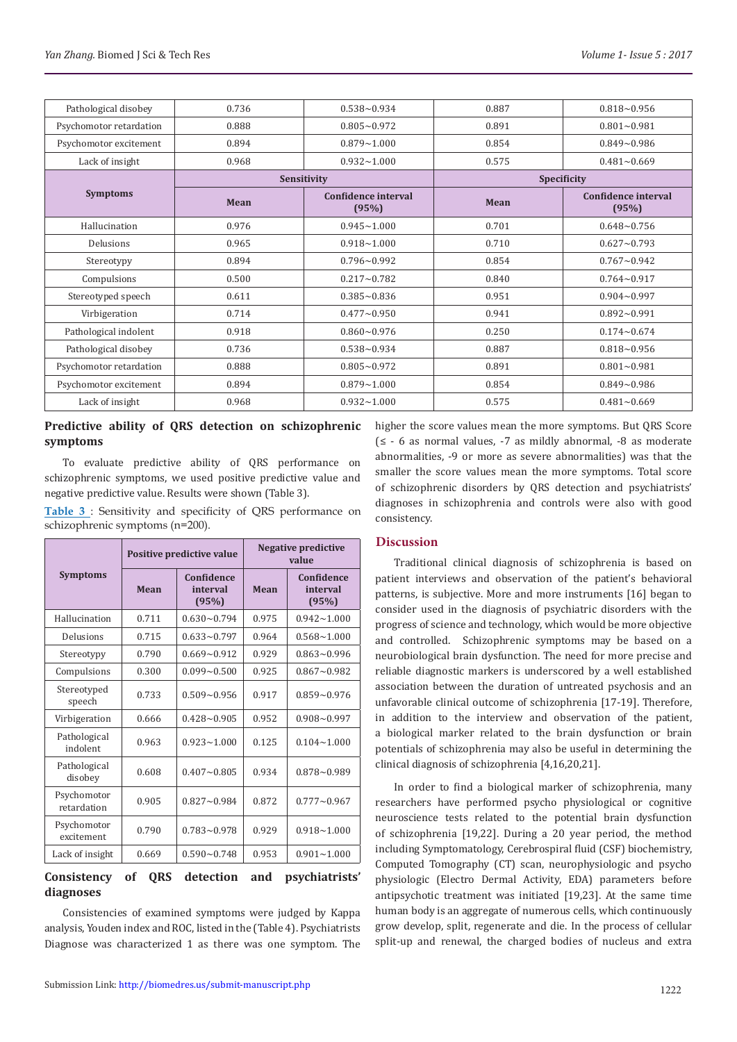| | | | | |
|---|---|---|---|---|
| Pathological disobey | 0.736 | 0.538~0.934 | 0.887 | 0.818~0.956 |
| Psychomotor retardation | 0.888 | 0.805~0.972 | 0.891 | 0.801~0.981 |
| Psychomotor excitement | 0.894 | 0.879~1.000 | 0.854 | 0.849~0.986 |
| Lack of insight | 0.968 | 0.932~1.000 | 0.575 | 0.481~0.669 |
| **Symptoms** | **Sensitivity** | | **Specificity** | |
| | **Mean** | **Confidence interval (95%)** | **Mean** | **Confidence interval (95%)** |
| Hallucination | 0.976 | 0.945~1.000 | 0.701 | 0.648~0.756 |
| Delusions | 0.965 | 0.918~1.000 | 0.710 | 0.627~0.793 |
| Stereotypy | 0.894 | 0.796~0.992 | 0.854 | 0.767~0.942 |
| Compulsions | 0.500 | 0.217~0.782 | 0.840 | 0.764~0.917 |
| Stereotyped speech | 0.611 | 0.385~0.836 | 0.951 | 0.904~0.997 |
| Virbigeration | 0.714 | 0.477~0.950 | 0.941 | 0.892~0.991 |
| Pathological indolent | 0.918 | 0.860~0.976 | 0.250 | 0.174~0.674 |
| Pathological disobey | 0.736 | 0.538~0.934 | 0.887 | 0.818~0.956 |
| Psychomotor retardation | 0.888 | 0.805~0.972 | 0.891 | 0.801~0.981 |
| Psychomotor excitement | 0.894 | 0.879~1.000 | 0.854 | 0.849~0.986 |
| Lack of insight | 0.968 | 0.932~1.000 | 0.575 | 0.481~0.669 |

### Predictive ability of QRS detection on schizophrenic symptoms

To evaluate predictive ability of QRS performance on schizophrenic symptoms, we used positive predictive value and negative predictive value. Results were shown (Table 3).

**Table 3**: Sensitivity and specificity of QRS performance on schizophrenic symptoms (n=200).

| **Symptoms** | **Positive predictive value** | | **Negative predictive value** | |
|---|---|---|---|---|
| | **Mean** | **Confidence interval (95%)** | **Mean** | **Confidence interval (95%)** |
| Hallucination | 0.711 | 0.630~0.794 | 0.975 | 0.942~1.000 |
| Delusions | 0.715 | 0.633~0.797 | 0.964 | 0.568~1.000 |
| Stereotypy | 0.790 | 0.669~0.912 | 0.929 | 0.863~0.996 |
| Compulsions | 0.300 | 0.099~0.500 | 0.925 | 0.867~0.982 |
| Stereotyped speech | 0.733 | 0.509~0.956 | 0.917 | 0.859~0.976 |
| Virbigeration | 0.666 | 0.428~0.905 | 0.952 | 0.908~0.997 |
| Pathological indolent | 0.963 | 0.923~1.000 | 0.125 | 0.104~1.000 |
| Pathological disobey | 0.608 | 0.407~0.805 | 0.934 | 0.878~0.989 |
| Psychomotor retardation | 0.905 | 0.827~0.984 | 0.872 | 0.777~0.967 |
| Psychomotor excitement | 0.790 | 0.783~0.978 | 0.929 | 0.918~1.000 |
| Lack of insight | 0.669 | 0.590~0.748 | 0.953 | 0.901~1.000 |

### Consistency of QRS detection and psychiatrists' diagnoses

Consistencies of examined symptoms were judged by Kappa analysis, Youden index and ROC, listed in the (Table 4). Psychiatrists Diagnose was characterized 1 as there was one symptom. The higher the score values mean the more symptoms. But QRS Score (≤ - 6 as normal values, -7 as mildly abnormal, -8 as moderate abnormalities, -9 or more as severe abnormalities) was that the smaller the score values mean the more symptoms. Total score of schizophrenic disorders by QRS detection and psychiatrists' diagnoses in schizophrenia and controls were also with good consistency.

## Discussion

Traditional clinical diagnosis of schizophrenia is based on patient interviews and observation of the patient's behavioral patterns, is subjective. More and more instruments [16] began to consider used in the diagnosis of psychiatric disorders with the progress of science and technology, which would be more objective and controlled. Schizophrenic symptoms may be based on a neurobiological brain dysfunction. The need for more precise and reliable diagnostic markers is underscored by a well established association between the duration of untreated psychosis and an unfavorable clinical outcome of schizophrenia [17-19]. Therefore, in addition to the interview and observation of the patient, a biological marker related to the brain dysfunction or brain potentials of schizophrenia may also be useful in determining the clinical diagnosis of schizophrenia [4,16,20,21].

In order to find a biological marker of schizophrenia, many researchers have performed psycho physiological or cognitive neuroscience tests related to the potential brain dysfunction of schizophrenia [19,22]. During a 20 year period, the method including Symptomatology, Cerebrospinal fluid (CSF) biochemistry, Computed Tomography (CT) scan, neurophysiologic and psycho physiologic (Electro Dermal Activity, EDA) parameters before antipsychotic treatment was initiated [19,23]. At the same time human body is an aggregate of numerous cells, which continuously grow develop, split, regenerate and die. In the process of cellular split-up and renewal, the charged bodies of nucleus and extra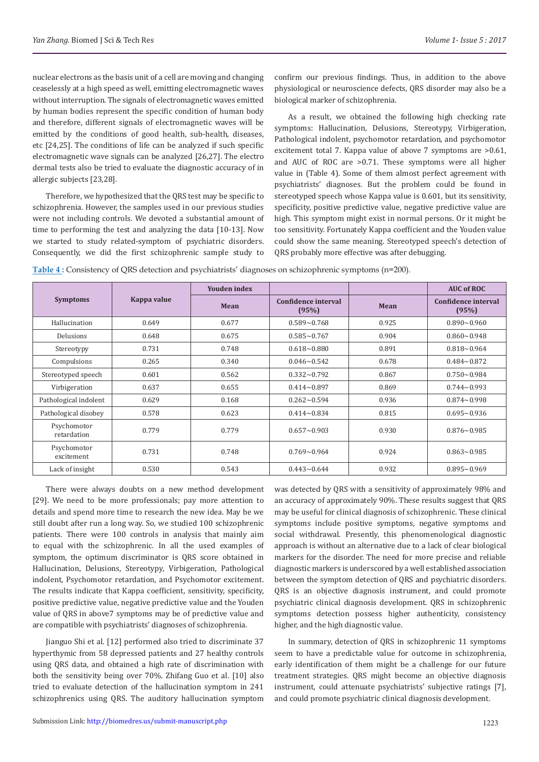nuclear electrons as the basis unit of a cell are moving and changing ceaselessly at a high speed as well, emitting electromagnetic waves without interruption. The signals of electromagnetic waves emitted by human bodies represent the specific condition of human body and therefore, different signals of electromagnetic waves will be emitted by the conditions of good health, sub-health, diseases, etc [24,25]. The conditions of life can be analyzed if such specific electromagnetic wave signals can be analyzed [26,27]. The electro dermal tests also be tried to evaluate the diagnostic accuracy of in allergic subjects [23,28].

Therefore, we hypothesized that the QRS test may be specific to schizophrenia. However, the samples used in our previous studies were not including controls. We devoted a substantial amount of time to performing the test and analyzing the data [10-13]. Now we started to study related-symptom of psychiatric disorders. Consequently, we did the first schizophrenic sample study to confirm our previous findings. Thus, in addition to the above physiological or neuroscience defects, QRS disorder may also be a biological marker of schizophrenia.

As a result, we obtained the following high checking rate symptoms: Hallucination, Delusions, Stereotypy, Virbigeration, Pathological indolent, psychomotor retardation, and psychomotor excitement total 7. Kappa value of above 7 symptoms are >0.61, and AUC of ROC are >0.71. These symptoms were all higher value in (Table 4). Some of them almost perfect agreement with psychiatrists' diagnoses. But the problem could be found in stereotyped speech whose Kappa value is 0.601, but its sensitivity, specificity, positive predictive value, negative predictive value are high. This symptom might exist in normal persons. Or it might be too sensitivity. Fortunately Kappa coefficient and the Youden value could show the same meaning. Stereotyped speech's detection of QRS probably more effective was after debugging.

**Table 4**: Consistency of QRS detection and psychiatrists' diagnoses on schizophrenic symptoms (n=200).

| Symptoms | Kappa value | Youden index | | AUC of ROC | |
|---|---|---|---|---|---|
| | | Mean | Confidence interval (95%) | Mean | Confidence interval (95%) |
| Hallucination | 0.649 | 0.677 | 0.589~0.768 | 0.925 | 0.890~0.960 |
| Delusions | 0.648 | 0.675 | 0.585~0.767 | 0.904 | 0.860~0.948 |
| Stereotypy | 0.731 | 0.748 | 0.618~0.880 | 0.891 | 0.818~0.964 |
| Compulsions | 0.265 | 0.340 | 0.046~0.542 | 0.678 | 0.484~0.872 |
| Stereotyped speech | 0.601 | 0.562 | 0.332~0.792 | 0.867 | 0.750~0.984 |
| Virbigeration | 0.637 | 0.655 | 0.414~0.897 | 0.869 | 0.744~0.993 |
| Pathological indolent | 0.629 | 0.168 | 0.262~0.594 | 0.936 | 0.874~0.998 |
| Pathological disobey | 0.578 | 0.623 | 0.414~0.834 | 0.815 | 0.695~0.936 |
| Psychomotor retardation | 0.779 | 0.779 | 0.657~0.903 | 0.930 | 0.876~0.985 |
| Psychomotor excitement | 0.731 | 0.748 | 0.769~0.964 | 0.924 | 0.863~0.985 |
| Lack of insight | 0.530 | 0.543 | 0.443~0.644 | 0.932 | 0.895~0.969 |

There were always doubts on a new method development [29]. We need to be more professionals; pay more attention to details and spend more time to research the new idea. May be we still doubt after run a long way. So, we studied 100 schizophrenic patients. There were 100 controls in analysis that mainly aim to equal with the schizophrenic. In all the used examples of symptom, the optimum discriminator is QRS score obtained in Hallucination, Delusions, Stereotypy, Virbigeration, Pathological indolent, Psychomotor retardation, and Psychomotor excitement. The results indicate that Kappa coefficient, sensitivity, specificity, positive predictive value, negative predictive value and the Youden value of QRS in above7 symptoms may be of predictive value and are compatible with psychiatrists' diagnoses of schizophrenia.

Jianguo Shi et al. [12] performed also tried to discriminate 37 hyperthymic from 58 depressed patients and 27 healthy controls using QRS data, and obtained a high rate of discrimination with both the sensitivity being over 70%. Zhifang Guo et al. [10] also tried to evaluate detection of the hallucination symptom in 241 schizophrenics using QRS. The auditory hallucination symptom was detected by QRS with a sensitivity of approximately 98% and an accuracy of approximately 90%. These results suggest that QRS may be useful for clinical diagnosis of schizophrenic. These clinical symptoms include positive symptoms, negative symptoms and social withdrawal. Presently, this phenomenological diagnostic approach is without an alternative due to a lack of clear biological markers for the disorder. The need for more precise and reliable diagnostic markers is underscored by a well established association between the symptom detection of QRS and psychiatric disorders. QRS is an objective diagnosis instrument, and could promote psychiatric clinical diagnosis development. QRS in schizophrenic symptoms detection possess higher authenticity, consistency higher, and the high diagnostic value.

In summary, detection of QRS in schizophrenic 11 symptoms seem to have a predictable value for outcome in schizophrenia, early identification of them might be a challenge for our future treatment strategies. QRS might become an objective diagnosis instrument, could attenuate psychiatrists' subjective ratings [7], and could promote psychiatric clinical diagnosis development.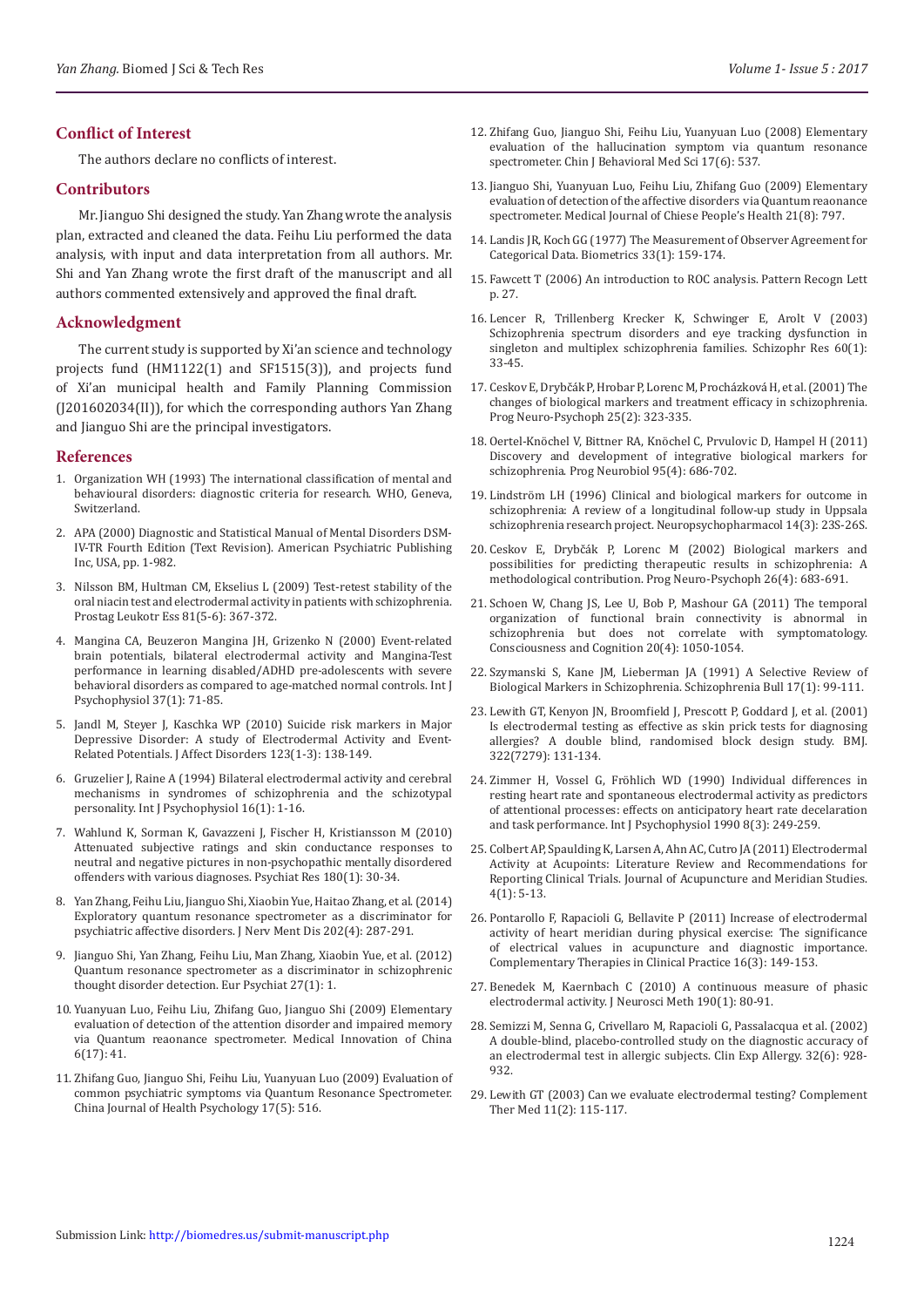## Conflict of Interest

The authors declare no conflicts of interest.

## Contributors

Mr. Jianguo Shi designed the study. Yan Zhang wrote the analysis plan, extracted and cleaned the data. Feihu Liu performed the data analysis, with input and data interpretation from all authors. Mr. Shi and Yan Zhang wrote the first draft of the manuscript and all authors commented extensively and approved the final draft.

## Acknowledgment

The current study is supported by Xi'an science and technology projects fund (HM1122(1) and SF1515(3)), and projects fund of Xi'an municipal health and Family Planning Commission (J201602034(II)), for which the corresponding authors Yan Zhang and Jianguo Shi are the principal investigators.

## References

1. Organization WH (1993) The international classification of mental and behavioural disorders: diagnostic criteria for research. WHO, Geneva, Switzerland.
2. APA (2000) Diagnostic and Statistical Manual of Mental Disorders DSM-IV-TR Fourth Edition (Text Revision). American Psychiatric Publishing Inc, USA, pp. 1-982.
3. Nilsson BM, Hultman CM, Ekselius L (2009) Test-retest stability of the oral niacin test and electrodermal activity in patients with schizophrenia. Prostag Leukotr Ess 81(5-6): 367-372.
4. Mangina CA, Beuzeron Mangina JH, Grizenko N (2000) Event-related brain potentials, bilateral electrodermal activity and Mangina-Test performance in learning disabled/ADHD pre-adolescents with severe behavioral disorders as compared to age-matched normal controls. Int J Psychophysiol 37(1): 71-85.
5. Jandl M, Steyer J, Kaschka WP (2010) Suicide risk markers in Major Depressive Disorder: A study of Electrodermal Activity and Event-Related Potentials. J Affect Disorders 123(1-3): 138-149.
6. Gruzelier J, Raine A (1994) Bilateral electrodermal activity and cerebral mechanisms in syndromes of schizophrenia and the schizotypal personality. Int J Psychophysiol 16(1): 1-16.
7. Wahlund K, Sorman K, Gavazzeni J, Fischer H, Kristiansson M (2010) Attenuated subjective ratings and skin conductance responses to neutral and negative pictures in non-psychopathic mentally disordered offenders with various diagnoses. Psychiat Res 180(1): 30-34.
8. Yan Zhang, Feihu Liu, Jianguo Shi, Xiaobin Yue, Haitao Zhang, et al. (2014) Exploratory quantum resonance spectrometer as a discriminator for psychiatric affective disorders. J Nerv Ment Dis 202(4): 287-291.
9. Jianguo Shi, Yan Zhang, Feihu Liu, Man Zhang, Xiaobin Yue, et al. (2012) Quantum resonance spectrometer as a discriminator in schizophrenic thought disorder detection. Eur Psychiat 27(1): 1.
10. Yuanyuan Luo, Feihu Liu, Zhifang Guo, Jianguo Shi (2009) Elementary evaluation of detection of the attention disorder and impaired memory via Quantum reaonance spectrometer. Medical Innovation of China 6(17): 41.
11. Zhifang Guo, Jianguo Shi, Feihu Liu, Yuanyuan Luo (2009) Evaluation of common psychiatric symptoms via Quantum Resonance Spectrometer. China Journal of Health Psychology 17(5): 516.
12. Zhifang Guo, Jianguo Shi, Feihu Liu, Yuanyuan Luo (2008) Elementary evaluation of the hallucination symptom via quantum resonance spectrometer. Chin J Behavioral Med Sci 17(6): 537.
13. Jianguo Shi, Yuanyuan Luo, Feihu Liu, Zhifang Guo (2009) Elementary evaluation of detection of the affective disorders via Quantum reaonance spectrometer. Medical Journal of Chiese People's Health 21(8): 797.
14. Landis JR, Koch GG (1977) The Measurement of Observer Agreement for Categorical Data. Biometrics 33(1): 159-174.
15. Fawcett T (2006) An introduction to ROC analysis. Pattern Recogn Lett p. 27.
16. Lencer R, Trillenberg Krecker K, Schwinger E, Arolt V (2003) Schizophrenia spectrum disorders and eye tracking dysfunction in singleton and multiplex schizophrenia families. Schizophr Res 60(1): 33-45.
17. Ceskov E, Drybčák P, Hrobar P, Lorenc M, Procházková H, et al. (2001) The changes of biological markers and treatment efficacy in schizophrenia. Prog Neuro-Psychoph 25(2): 323-335.
18. Oertel-Knöchel V, Bittner RA, Knöchel C, Prvulovic D, Hampel H (2011) Discovery and development of integrative biological markers for schizophrenia. Prog Neurobiol 95(4): 686-702.
19. Lindström LH (1996) Clinical and biological markers for outcome in schizophrenia: A review of a longitudinal follow-up study in Uppsala schizophrenia research project. Neuropsychopharmacol 14(3): 23S-26S.
20. Ceskov E, Drybčák P, Lorenc M (2002) Biological markers and possibilities for predicting therapeutic results in schizophrenia: A methodological contribution. Prog Neuro-Psychoph 26(4): 683-691.
21. Schoen W, Chang JS, Lee U, Bob P, Mashour GA (2011) The temporal organization of functional brain connectivity is abnormal in schizophrenia but does not correlate with symptomatology. Consciousness and Cognition 20(4): 1050-1054.
22. Szymanski S, Kane JM, Lieberman JA (1991) A Selective Review of Biological Markers in Schizophrenia. Schizophrenia Bull 17(1): 99-111.
23. Lewith GT, Kenyon JN, Broomfield J, Prescott P, Goddard J, et al. (2001) Is electrodermal testing as effective as skin prick tests for diagnosing allergies? A double blind, randomised block design study. BMJ. 322(7279): 131-134.
24. Zimmer H, Vossel G, Fröhlich WD (1990) Individual differences in resting heart rate and spontaneous electrodermal activity as predictors of attentional processes: effects on anticipatory heart rate decelaration and task performance. Int J Psychophysiol 1990 8(3): 249-259.
25. Colbert AP, Spaulding K, Larsen A, Ahn AC, Cutro JA (2011) Electrodermal Activity at Acupoints: Literature Review and Recommendations for Reporting Clinical Trials. Journal of Acupuncture and Meridian Studies. 4(1): 5-13.
26. Pontarollo F, Rapacioli G, Bellavite P (2011) Increase of electrodermal activity of heart meridian during physical exercise: The significance of electrical values in acupuncture and diagnostic importance. Complementary Therapies in Clinical Practice 16(3): 149-153.
27. Benedek M, Kaernbach C (2010) A continuous measure of phasic electrodermal activity. J Neurosci Meth 190(1): 80-91.
28. Semizzi M, Senna G, Crivellaro M, Rapacioli G, Passalacqua et al. (2002) A double-blind, placebo-controlled study on the diagnostic accuracy of an electrodermal test in allergic subjects. Clin Exp Allergy. 32(6): 928-932.
29. Lewith GT (2003) Can we evaluate electrodermal testing? Complement Ther Med 11(2): 115-117.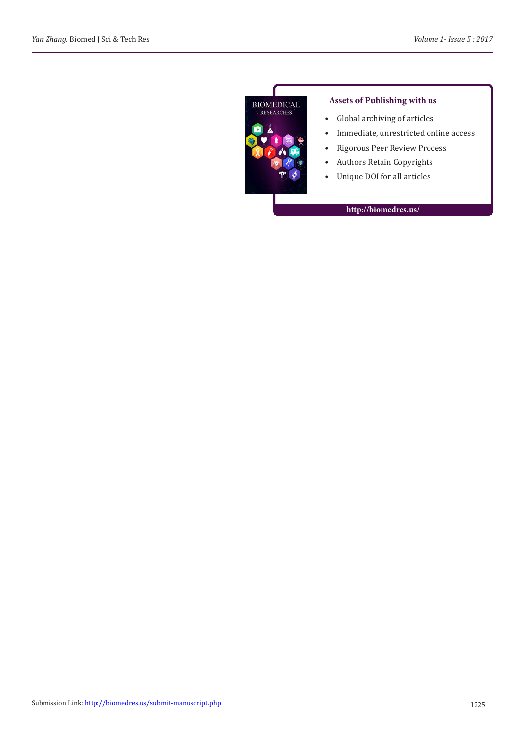### Assets of Publishing with us

- Global archiving of articles
- Immediate, unrestricted online access
- Rigorous Peer Review Process
- Authors Retain Copyrights
- Unique DOI for all articles

**http://biomedres.us/**

Submission Link: http://biomedres.us/submit-manuscript.php